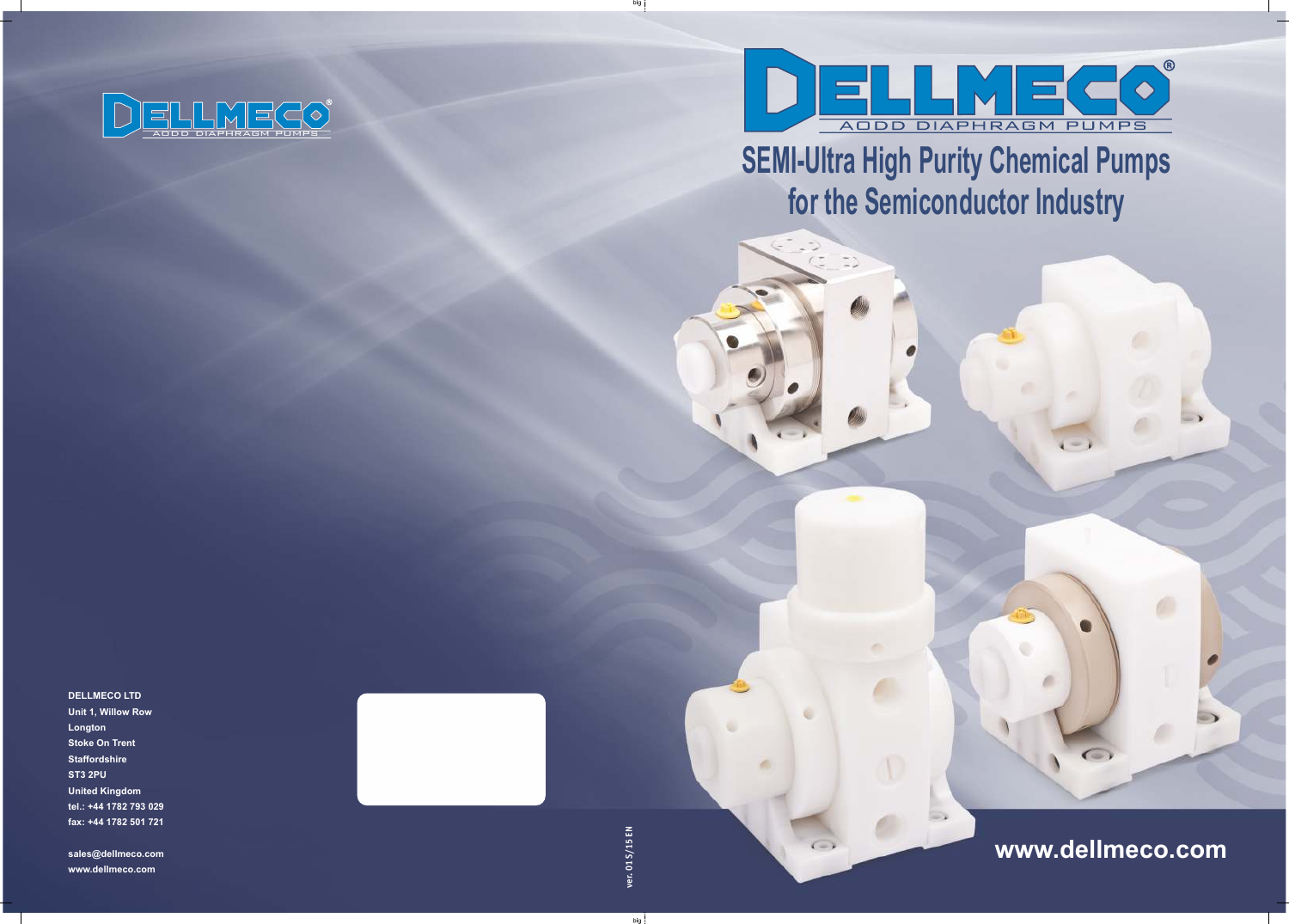DELLMECO®

AODD DIAPHRAGM PUMPS

DELLMECO LTD
Unit 1, Willow Row
Longton
Stoke On Trent
Staffordshire
ST3 2PU
United Kingdom
tel.: +44 1782 793 029
fax: +44 1782 501 721

sales@dellmeco.com
www.dellmeco.com

ver. 01S/15EN

DELLMECO®

AODD DIAPHRAGM PUMPS

# SEMI-Ultra High Purity Chemical Pumps for the Semiconductor Industry

**www.dellmeco.com**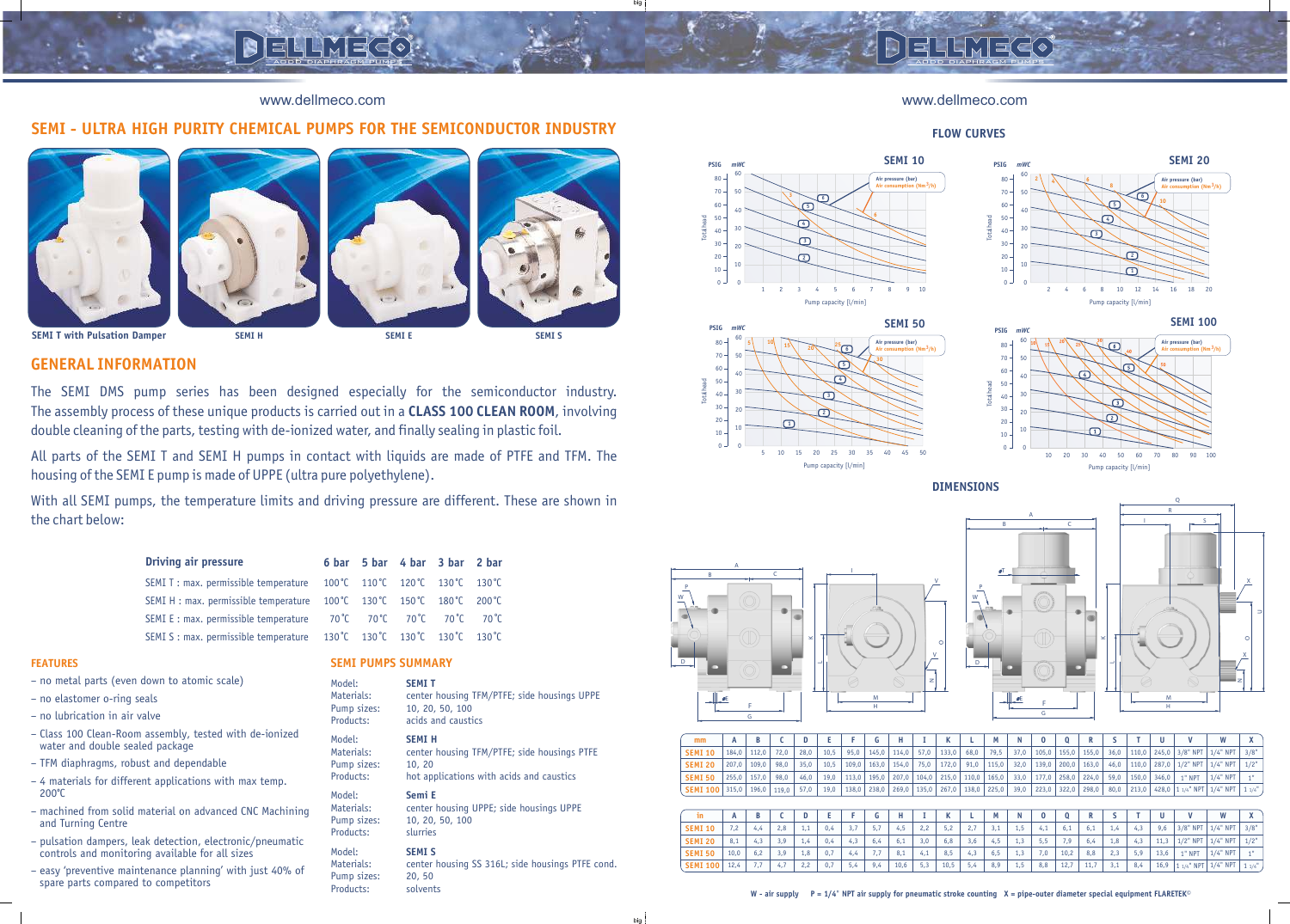# SEMI - ULTRA HIGH PURITY CHEMICAL PUMPS FOR THE SEMICONDUCTOR INDUSTRY

SEMI T with Pulsation Damper

SEMI H

SEMI E

SEMI S

## GENERAL INFORMATION

The SEMI DMS pump series has been designed especially for the semiconductor industry. The assembly process of these unique products is carried out in a **CLASS 100 CLEAN ROOM**, involving double cleaning of the parts, testing with de-ionized water, and finally sealing in plastic foil.

All parts of the SEMI T and SEMI H pumps in contact with liquids are made of PTFE and TFM. The housing of the SEMI E pump is made of UPPE (ultra pure polyethylene).

With all SEMI pumps, the temperature limits and driving pressure are different. These are shown in the chart below:

| Driving air pressure | 6 bar | 5 bar | 4 bar | 3 bar | 2 bar |
|---|---|---|---|---|---|
| SEMI T : max. permissible temperature | 100°C | 110°C | 120°C | 130°C | 130°C |
| SEMI H : max. permissible temperature | 100°C | 130°C | 150°C | 180°C | 200°C |
| SEMI E : max. permissible temperature | 70°C | 70°C | 70°C | 70°C | 70°C |
| SEMI S : max. permissible temperature | 130°C | 130°C | 130°C | 130°C | 130°C |

### FEATURES

- no metal parts (even down to atomic scale)
- no elastomer o-ring seals
- no lubrication in air valve
- Class 100 Clean-Room assembly, tested with de-ionized water and double sealed package
- TFM diaphragms, robust and dependable
- 4 materials for different applications with max temp. 200°C
- machined from solid material on advanced CNC Machining and Turning Centre
- pulsation dampers, leak detection, electronic/pneumatic controls and monitoring available for all sizes
- easy 'preventive maintenance planning' with just 40% of spare parts compared to competitors

### SEMI PUMPS SUMMARY

Model: **SEMI T**
Materials: center housing TFM/PTFE; side housings UPPE
Pump sizes: 10, 20, 50, 100
Products: acids and caustics

Model: **SEMI H**
Materials: center housing TFM/PTFE; side housings PTFE
Pump sizes: 10, 20
Products: hot applications with acids and caustics

Model: **Semi E**
Materials: center housing UPPE; side housings UPPE
Pump sizes: 10, 20, 50, 100
Products: slurries

Model: **SEMI S**
Materials: center housing SS 316L; side housings PTFE cond.
Pump sizes: 20, 50
Products: solvents

## FLOW CURVES

SEMI 10

SEMI 20

SEMI 50

SEMI 100

PSIG mWC
Total head
Air pressure (bar)
Air consumption (Nm³/h)
Pump capacity [l/min]

## DIMENSIONS

| mm | A | B | C | D | E | F | G | H | I | K | L | M | N | O | Q | R | S | T | U | V | W | X |
|---|---|---|---|---|---|---|---|---|---|---|---|---|---|---|---|---|---|---|---|---|---|---|
| SEMI 10 | 184,0 | 112,0 | 72,0 | 28,0 | 10,5 | 95,0 | 145,0 | 114,0 | 57,0 | 133,0 | 68,0 | 79,5 | 37,0 | 105,0 | 155,0 | 155,0 | 36,0 | 110,0 | 245,0 | 3/8" NPT | 1/4" NPT | 3/8" |
| SEMI 20 | 207,0 | 109,0 | 98,0 | 35,0 | 10,5 | 109,0 | 163,0 | 154,0 | 75,0 | 172,0 | 91,0 | 115,0 | 32,0 | 139,0 | 200,0 | 163,0 | 46,0 | 110,0 | 287,0 | 1/2" NPT | 1/4" NPT | 1/2" |
| SEMI 50 | 255,0 | 157,0 | 98,0 | 46,0 | 19,0 | 113,0 | 195,0 | 207,0 | 104,0 | 215,0 | 110,0 | 165,0 | 33,0 | 177,0 | 258,0 | 224,0 | 59,0 | 150,0 | 346,0 | 1" NPT | 1/4" NPT | 1" |
| SEMI 100 | 315,0 | 196,0 | 119,0 | 57,0 | 19,0 | 138,0 | 238,0 | 269,0 | 135,0 | 267,0 | 138,0 | 225,0 | 39,0 | 223,0 | 322,0 | 298,0 | 80,0 | 213,0 | 428,0 | 1 1/4" NPT | 1/4" NPT | 1 1/4" |

| in | A | B | C | D | E | F | G | H | I | K | L | M | N | O | Q | R | S | T | U | V | W | X |
|---|---|---|---|---|---|---|---|---|---|---|---|---|---|---|---|---|---|---|---|---|---|---|
| SEMI 10 | 7,2 | 4,4 | 2,8 | 1,1 | 0,4 | 3,7 | 5,7 | 4,5 | 2,2 | 5,2 | 2,7 | 3,1 | 1,5 | 4,1 | 6,1 | 6,1 | 1,4 | 4,3 | 9,6 | 3/8" NPT | 1/4" NPT | 3/8" |
| SEMI 20 | 8,1 | 4,3 | 3,9 | 1,4 | 0,4 | 4,3 | 6,4 | 6,1 | 3,0 | 6,8 | 3,6 | 4,5 | 1,3 | 5,5 | 7,9 | 6,4 | 1,8 | 4,3 | 11,3 | 1/2" NPT | 1/4" NPT | 1/2" |
| SEMI 50 | 10,0 | 6,2 | 3,9 | 1,8 | 0,7 | 4,4 | 7,7 | 8,1 | 4,1 | 8,5 | 4,3 | 6,5 | 1,3 | 7,0 | 10,2 | 8,8 | 2,3 | 5,9 | 13,6 | 1" NPT | 1/4" NPT | 1" |
| SEMI 100 | 12,4 | 7,7 | 4,7 | 2,2 | 0,7 | 5,4 | 9,4 | 10,6 | 5,3 | 10,5 | 5,4 | 8,9 | 1,5 | 8,8 | 12,7 | 11,7 | 3,1 | 8,4 | 16,9 | 1 1/4" NPT | 1/4" NPT | 1 1/4" |

W - air supply P = 1/4" NPT air supply for pneumatic stroke counting X = pipe-outer diameter special equipment FLARETEK©